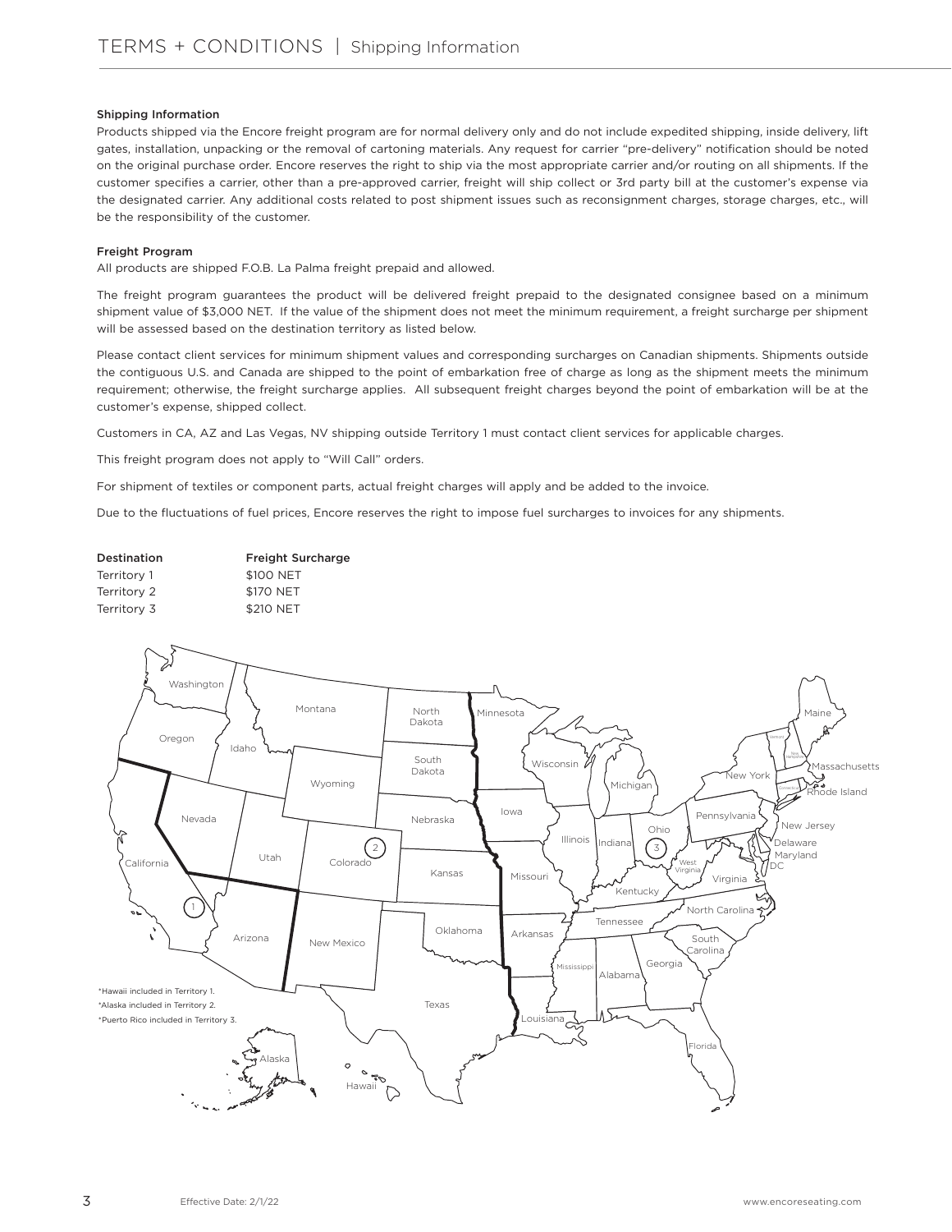# TERMS + CONDITIONS | Shipping Information

### Shipping Information

Products shipped via the Encore freight program are for normal delivery only and do not include expedited shipping, inside delivery, lift gates, installation, unpacking or the removal of cartoning materials. Any request for carrier "pre-delivery" notification should be noted on the original purchase order. Encore reserves the right to ship via the most appropriate carrier and/or routing on all shipments. If the customer specifies a carrier, other than a pre-approved carrier, freight will ship collect or 3rd party bill at the customer's expense via the designated carrier. Any additional costs related to post shipment issues such as reconsignment charges, storage charges, etc., will be the responsibility of the customer.

### Freight Program

All products are shipped F.O.B. La Palma freight prepaid and allowed.

The freight program guarantees the product will be delivered freight prepaid to the designated consignee based on a minimum shipment value of $3,000 NET. If the value of the shipment does not meet the minimum requirement, a freight surcharge per shipment will be assessed based on the destination territory as listed below.

Please contact client services for minimum shipment values and corresponding surcharges on Canadian shipments. Shipments outside the contiguous U.S. and Canada are shipped to the point of embarkation free of charge as long as the shipment meets the minimum requirement; otherwise, the freight surcharge applies. All subsequent freight charges beyond the point of embarkation will be at the customer's expense, shipped collect.

Customers in CA, AZ and Las Vegas, NV shipping outside Territory 1 must contact client services for applicable charges.

This freight program does not apply to "Will Call" orders.

For shipment of textiles or component parts, actual freight charges will apply and be added to the invoice.

Due to the fluctuations of fuel prices, Encore reserves the right to impose fuel surcharges to invoices for any shipments.

| Destination | Freight Surcharge |
|---|---|
| Territory 1 | $100 NET |
| Territory 2 | $170 NET |
| Territory 3 | $210 NET |

*Hawaii included in Territory 1.
*Alaska included in Territory 2.
*Puerto Rico included in Territory 3.

Effective Date: 2/1/22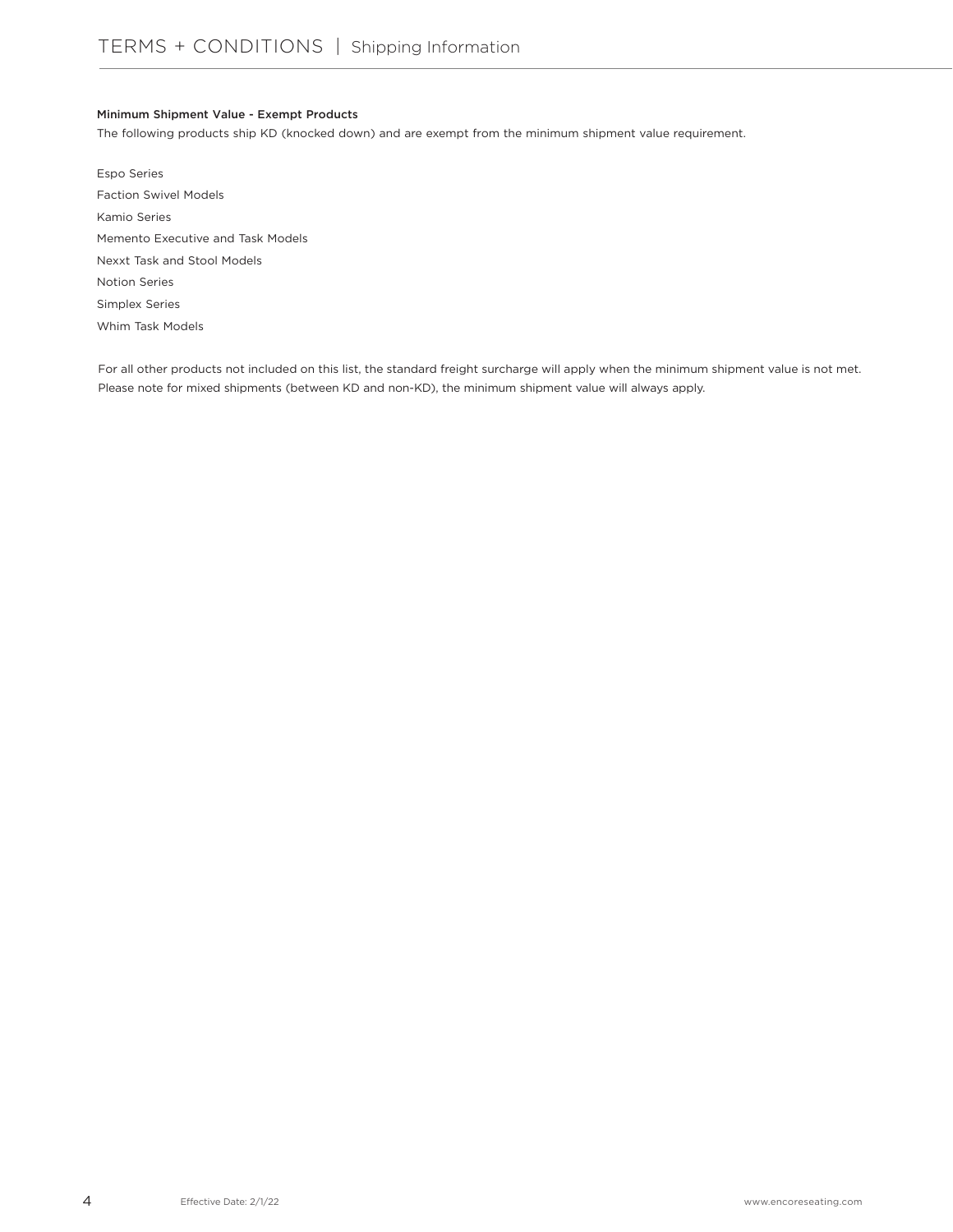# TERMS + CONDITIONS | Shipping Information

**Minimum Shipment Value - Exempt Products**

The following products ship KD (knocked down) and are exempt from the minimum shipment value requirement.

Espo Series
Faction Swivel Models
Kamio Series
Memento Executive and Task Models
Nexxt Task and Stool Models
Notion Series
Simplex Series
Whim Task Models

For all other products not included on this list, the standard freight surcharge will apply when the minimum shipment value is not met. Please note for mixed shipments (between KD and non-KD), the minimum shipment value will always apply.

Effective Date: 2/1/22

www.encoreseating.com